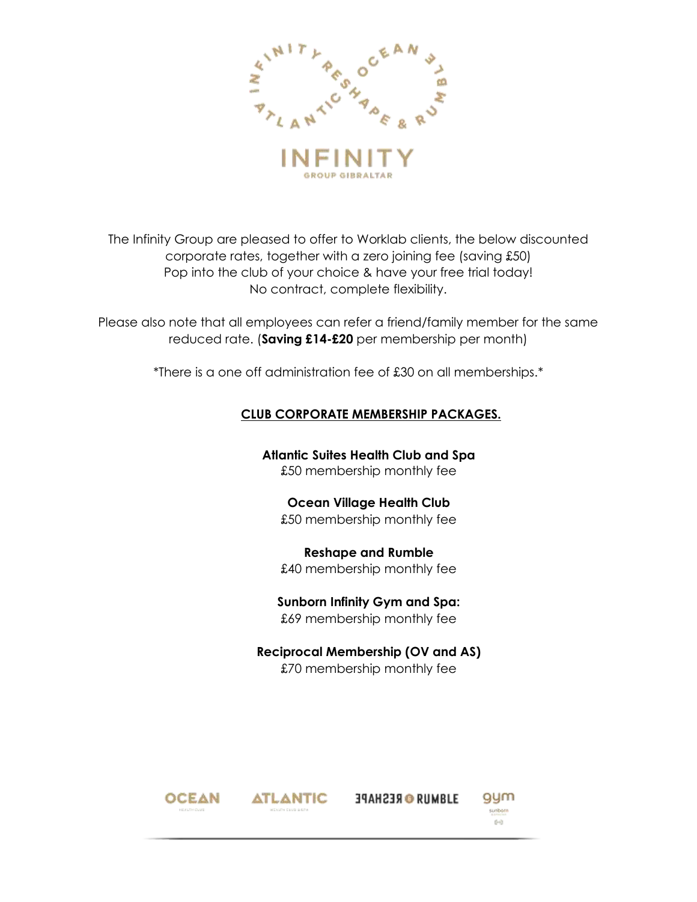INFINITY

GROUP GIBRALTAR

The Infinity Group are pleased to offer to Worklab clients, the below discounted corporate rates, together with a zero joining fee (saving £50)
Pop into the club of your choice & have your free trial today!
No contract, complete flexibility.

Please also note that all employees can refer a friend/family member for the same reduced rate. (**Saving £14-£20** per membership per month)

*There is a one off administration fee of £30 on all memberships.*

**CLUB CORPORATE MEMBERSHIP PACKAGES.**

**Atlantic Suites Health Club and Spa**
£50 membership monthly fee

**Ocean Village Health Club**
£50 membership monthly fee

**Reshape and Rumble**
£40 membership monthly fee

**Sunborn Infinity Gym and Spa:**
£69 membership monthly fee

**Reciprocal Membership (OV and AS)**
£70 membership monthly fee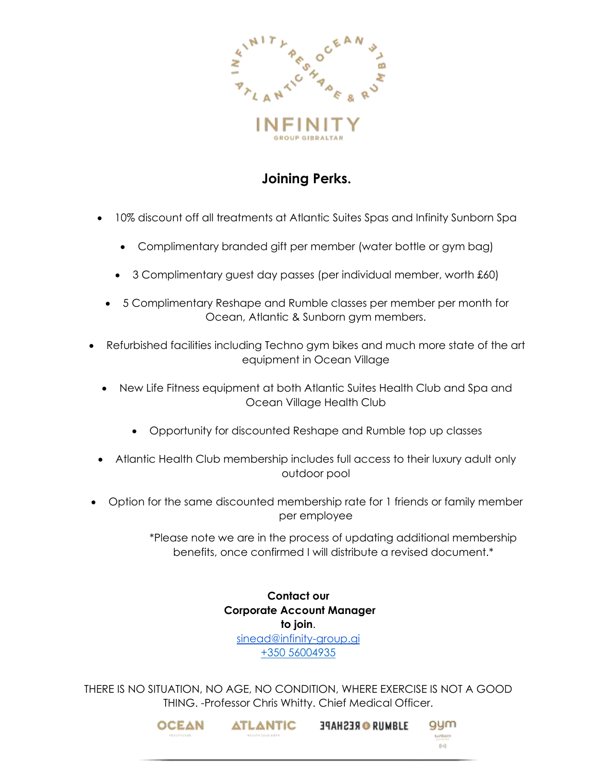## Joining Perks.

- 10% discount off all treatments at Atlantic Suites Spas and Infinity Sunborn Spa
- Complimentary branded gift per member (water bottle or gym bag)
- 3 Complimentary guest day passes (per individual member, worth £60)
- 5 Complimentary Reshape and Rumble classes per member per month for Ocean, Atlantic & Sunborn gym members.
- Refurbished facilities including Techno gym bikes and much more state of the art equipment in Ocean Village
- New Life Fitness equipment at both Atlantic Suites Health Club and Spa and Ocean Village Health Club
- Opportunity for discounted Reshape and Rumble top up classes
- Atlantic Health Club membership includes full access to their luxury adult only outdoor pool
- Option for the same discounted membership rate for 1 friends or family member per employee

*Please note we are in the process of updating additional membership benefits, once confirmed I will distribute a revised document.*

**Contact our**
**Corporate Account Manager**
**to join**.
sinead@infinity-group.gi
+350 56004935

THERE IS NO SITUATION, NO AGE, NO CONDITION, WHERE EXERCISE IS NOT A GOOD THING. -Professor Chris Whitty. Chief Medical Officer.